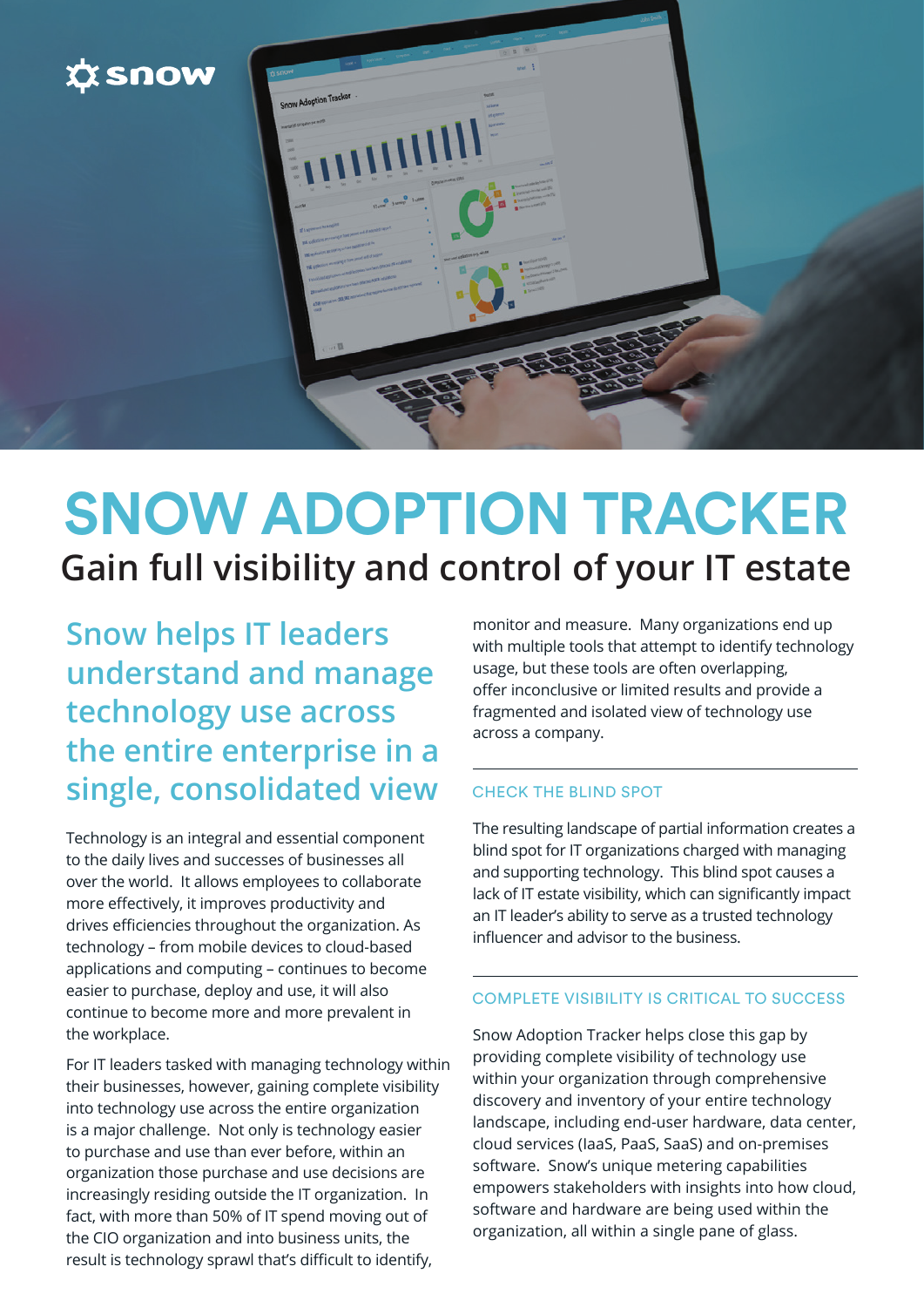# SNOW ADOPTION TRACKER

## Gain full visibility and control of your IT estate

### Snow helps IT leaders understand and manage technology use across the entire enterprise in a single, consolidated view

Technology is an integral and essential component to the daily lives and successes of businesses all over the world. It allows employees to collaborate more effectively, it improves productivity and drives efficiencies throughout the organization. As technology – from mobile devices to cloud-based applications and computing – continues to become easier to purchase, deploy and use, it will also continue to become more and more prevalent in the workplace.

For IT leaders tasked with managing technology within their businesses, however, gaining complete visibility into technology use across the entire organization is a major challenge. Not only is technology easier to purchase and use than ever before, within an organization those purchase and use decisions are increasingly residing outside the IT organization. In fact, with more than 50% of IT spend moving out of the CIO organization and into business units, the result is technology sprawl that's difficult to identify, monitor and measure. Many organizations end up with multiple tools that attempt to identify technology usage, but these tools are often overlapping, offer inconclusive or limited results and provide a fragmented and isolated view of technology use across a company.

#### CHECK THE BLIND SPOT

The resulting landscape of partial information creates a blind spot for IT organizations charged with managing and supporting technology. This blind spot causes a lack of IT estate visibility, which can significantly impact an IT leader's ability to serve as a trusted technology influencer and advisor to the business.

#### COMPLETE VISIBILITY IS CRITICAL TO SUCCESS

Snow Adoption Tracker helps close this gap by providing complete visibility of technology use within your organization through comprehensive discovery and inventory of your entire technology landscape, including end-user hardware, data center, cloud services (IaaS, PaaS, SaaS) and on-premises software. Snow's unique metering capabilities empowers stakeholders with insights into how cloud, software and hardware are being used within the organization, all within a single pane of glass.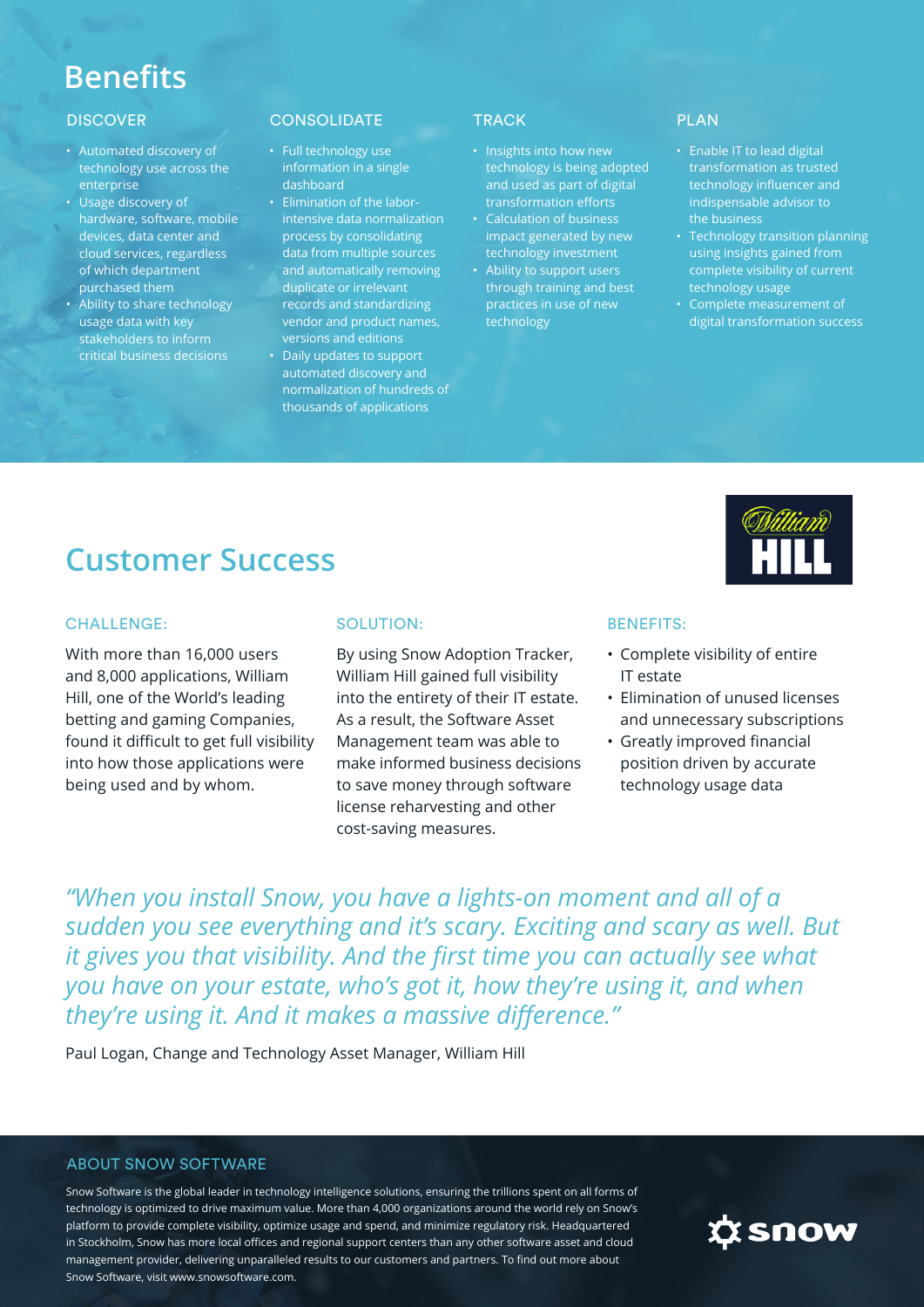# Benefits

### DISCOVER

- Automated discovery of technology use across the enterprise
- Usage discovery of hardware, software, mobile devices, data center and cloud services, regardless of which department purchased them
- Ability to share technology usage data with key stakeholders to inform critical business decisions

### CONSOLIDATE

- Full technology use information in a single dashboard
- Elimination of the labor-intensive data normalization process by consolidating data from multiple sources and automatically removing duplicate or irrelevant records and standardizing vendor and product names, versions and editions
- Daily updates to support automated discovery and normalization of hundreds of thousands of applications

### TRACK

- Insights into how new technology is being adopted and used as part of digital transformation efforts
- Calculation of business impact generated by new technology investment
- Ability to support users through training and best practices in use of new technology

### PLAN

- Enable IT to lead digital transformation as trusted technology influencer and indispensable advisor to the business
- Technology transition planning using insights gained from complete visibility of current technology usage
- Complete measurement of digital transformation success

# Customer Success

William HILL

### CHALLENGE:

With more than 16,000 users and 8,000 applications, William Hill, one of the World's leading betting and gaming Companies, found it difficult to get full visibility into how those applications were being used and by whom.

### SOLUTION:

By using Snow Adoption Tracker, William Hill gained full visibility into the entirety of their IT estate. As a result, the Software Asset Management team was able to make informed business decisions to save money through software license reharvesting and other cost-saving measures.

### BENEFITS:

- Complete visibility of entire IT estate
- Elimination of unused licenses and unnecessary subscriptions
- Greatly improved financial position driven by accurate technology usage data

*"When you install Snow, you have a lights-on moment and all of a sudden you see everything and it's scary. Exciting and scary as well. But it gives you that visibility. And the first time you can actually see what you have on your estate, who's got it, how they're using it, and when they're using it. And it makes a massive difference."*

Paul Logan, Change and Technology Asset Manager, William Hill

### ABOUT SNOW SOFTWARE

Snow Software is the global leader in technology intelligence solutions, ensuring the trillions spent on all forms of technology is optimized to drive maximum value. More than 4,000 organizations around the world rely on Snow's platform to provide complete visibility, optimize usage and spend, and minimize regulatory risk. Headquartered in Stockholm, Snow has more local offices and regional support centers than any other software asset and cloud management provider, delivering unparalleled results to our customers and partners. To find out more about Snow Software, visit www.snowsoftware.com.

snow